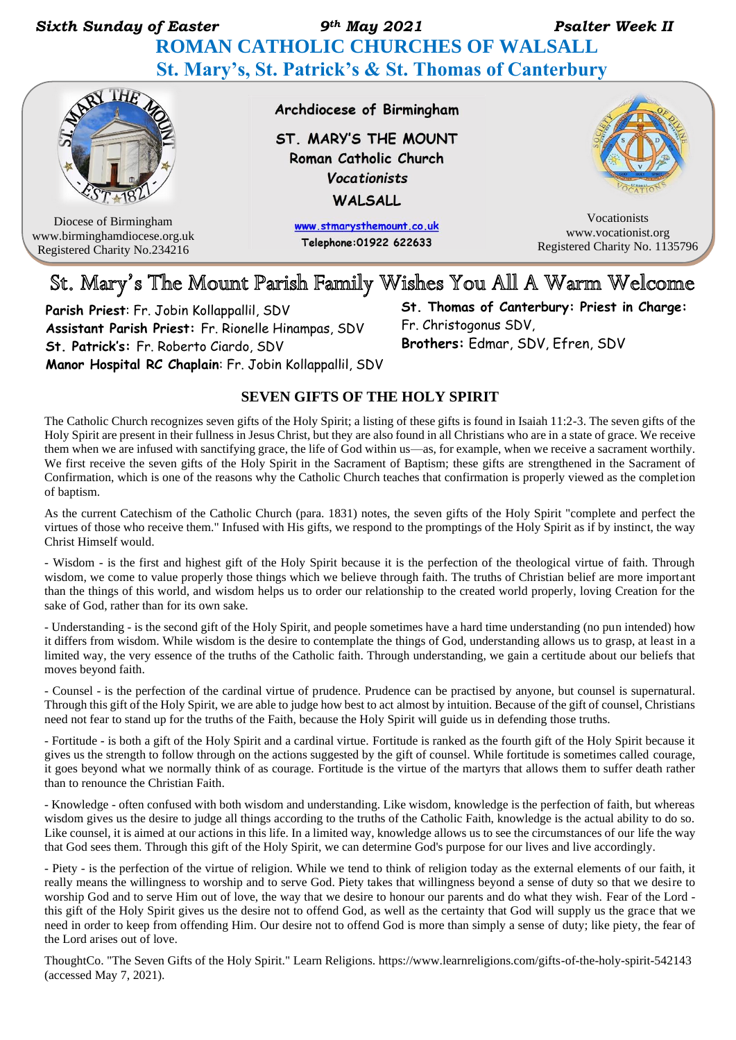*Sixth Sunday of Easter* *9th May 2021* *Psalter Week II*

# ROMAN CATHOLIC CHURCHES OF WALSALL

## St. Mary's, St. Patrick's & St. Thomas of Canterbury

Diocese of Birmingham
www.birminghamdiocese.org.uk
Registered Charity No.234216

**Archdiocese of Birmingham**

**ST. MARY'S THE MOUNT**
**Roman Catholic Church**
***Vocationists***
**WALSALL**

**www.stmarysthemount.co.uk**
**Telephone:01922 622633**

Vocationists
www.vocationist.org
Registered Charity No. 1135796

## St. Mary's The Mount Parish Family Wishes You All A Warm Welcome

**Parish Priest**: Fr. Jobin Kollappallil, SDV
**Assistant Parish Priest:** Fr. Rionelle Hinampas, SDV
**St. Patrick's:** Fr. Roberto Ciardo, SDV
**Manor Hospital RC Chaplain**: Fr. Jobin Kollappallil, SDV

**St. Thomas of Canterbury: Priest in Charge:** Fr. Christogonus SDV,
**Brothers:** Edmar, SDV, Efren, SDV

### SEVEN GIFTS OF THE HOLY SPIRIT

The Catholic Church recognizes seven gifts of the Holy Spirit; a listing of these gifts is found in Isaiah 11:2-3. The seven gifts of the Holy Spirit are present in their fullness in Jesus Christ, but they are also found in all Christians who are in a state of grace. We receive them when we are infused with sanctifying grace, the life of God within us—as, for example, when we receive a sacrament worthily. We first receive the seven gifts of the Holy Spirit in the Sacrament of Baptism; these gifts are strengthened in the Sacrament of Confirmation, which is one of the reasons why the Catholic Church teaches that confirmation is properly viewed as the completion of baptism.

As the current Catechism of the Catholic Church (para. 1831) notes, the seven gifts of the Holy Spirit "complete and perfect the virtues of those who receive them." Infused with His gifts, we respond to the promptings of the Holy Spirit as if by instinct, the way Christ Himself would.

- Wisdom - is the first and highest gift of the Holy Spirit because it is the perfection of the theological virtue of faith. Through wisdom, we come to value properly those things which we believe through faith. The truths of Christian belief are more important than the things of this world, and wisdom helps us to order our relationship to the created world properly, loving Creation for the sake of God, rather than for its own sake.

- Understanding - is the second gift of the Holy Spirit, and people sometimes have a hard time understanding (no pun intended) how it differs from wisdom. While wisdom is the desire to contemplate the things of God, understanding allows us to grasp, at least in a limited way, the very essence of the truths of the Catholic faith. Through understanding, we gain a certitude about our beliefs that moves beyond faith.

- Counsel - is the perfection of the cardinal virtue of prudence. Prudence can be practised by anyone, but counsel is supernatural. Through this gift of the Holy Spirit, we are able to judge how best to act almost by intuition. Because of the gift of counsel, Christians need not fear to stand up for the truths of the Faith, because the Holy Spirit will guide us in defending those truths.

- Fortitude - is both a gift of the Holy Spirit and a cardinal virtue. Fortitude is ranked as the fourth gift of the Holy Spirit because it gives us the strength to follow through on the actions suggested by the gift of counsel. While fortitude is sometimes called courage, it goes beyond what we normally think of as courage. Fortitude is the virtue of the martyrs that allows them to suffer death rather than to renounce the Christian Faith.

- Knowledge - often confused with both wisdom and understanding. Like wisdom, knowledge is the perfection of faith, but whereas wisdom gives us the desire to judge all things according to the truths of the Catholic Faith, knowledge is the actual ability to do so. Like counsel, it is aimed at our actions in this life. In a limited way, knowledge allows us to see the circumstances of our life the way that God sees them. Through this gift of the Holy Spirit, we can determine God's purpose for our lives and live accordingly.

- Piety - is the perfection of the virtue of religion. While we tend to think of religion today as the external elements of our faith, it really means the willingness to worship and to serve God. Piety takes that willingness beyond a sense of duty so that we desire to worship God and to serve Him out of love, the way that we desire to honour our parents and do what they wish. Fear of the Lord - this gift of the Holy Spirit gives us the desire not to offend God, as well as the certainty that God will supply us the grace that we need in order to keep from offending Him. Our desire not to offend God is more than simply a sense of duty; like piety, the fear of the Lord arises out of love.

ThoughtCo. "The Seven Gifts of the Holy Spirit." Learn Religions. https://www.learnreligions.com/gifts-of-the-holy-spirit-542143 (accessed May 7, 2021).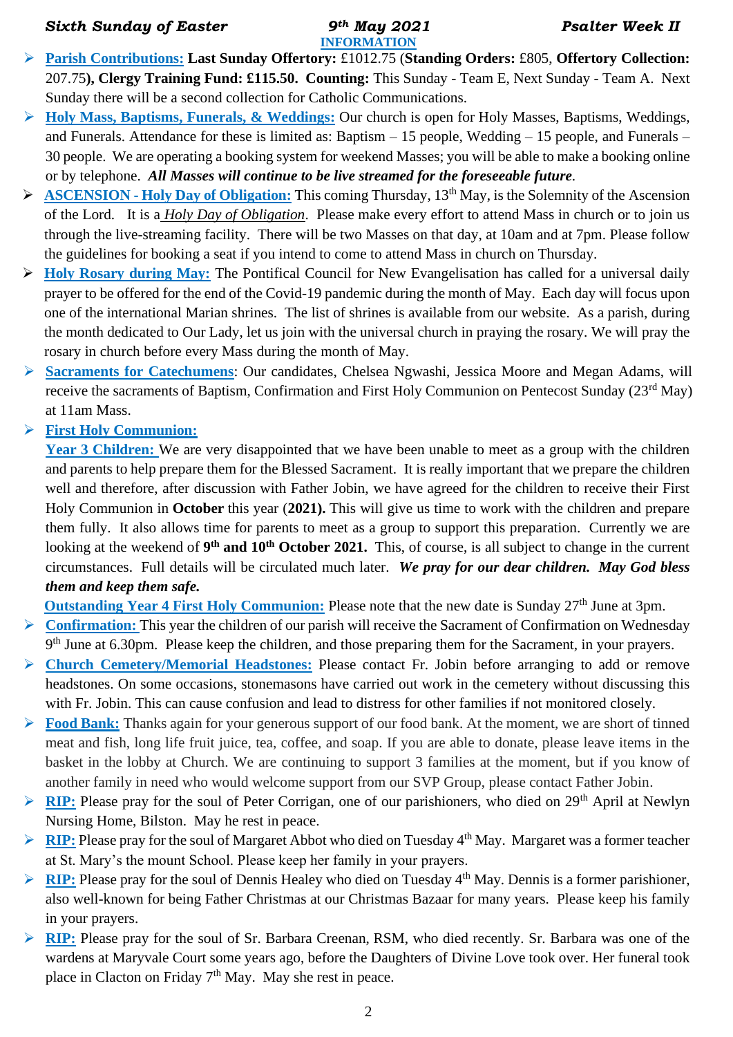***Sixth Sunday of Easter*** ***9th May 2021*** ***Psalter Week II***

## INFORMATION

- **Parish Contributions:** **Last Sunday Offertory:** £1012.75 (**Standing Orders:** £805, **Offertory Collection:** 207.75**), Clergy Training Fund: £115.50. Counting:** This Sunday - Team E, Next Sunday - Team A. Next Sunday there will be a second collection for Catholic Communications.
- **Holy Mass, Baptisms, Funerals, & Weddings:** Our church is open for Holy Masses, Baptisms, Weddings, and Funerals. Attendance for these is limited as: Baptism – 15 people, Wedding – 15 people, and Funerals – 30 people. We are operating a booking system for weekend Masses; you will be able to make a booking online or by telephone. ***All Masses will continue to be live streamed for the foreseeable future***.
- **ASCENSION - Holy Day of Obligation:** This coming Thursday, 13th May, is the Solemnity of the Ascension of the Lord. It is a *Holy Day of Obligation*. Please make every effort to attend Mass in church or to join us through the live-streaming facility. There will be two Masses on that day, at 10am and at 7pm. Please follow the guidelines for booking a seat if you intend to come to attend Mass in church on Thursday.
- **Holy Rosary during May:** The Pontifical Council for New Evangelisation has called for a universal daily prayer to be offered for the end of the Covid-19 pandemic during the month of May. Each day will focus upon one of the international Marian shrines. The list of shrines is available from our website. As a parish, during the month dedicated to Our Lady, let us join with the universal church in praying the rosary. We will pray the rosary in church before every Mass during the month of May.
- **Sacraments for Catechumens**: Our candidates, Chelsea Ngwashi, Jessica Moore and Megan Adams, will receive the sacraments of Baptism, Confirmation and First Holy Communion on Pentecost Sunday (23rd May) at 11am Mass.
- **First Holy Communion:**

  **Year 3 Children:** We are very disappointed that we have been unable to meet as a group with the children and parents to help prepare them for the Blessed Sacrament. It is really important that we prepare the children well and therefore, after discussion with Father Jobin, we have agreed for the children to receive their First Holy Communion in **October** this year (**2021).** This will give us time to work with the children and prepare them fully. It also allows time for parents to meet as a group to support this preparation. Currently we are looking at the weekend of **9th and 10th October 2021.** This, of course, is all subject to change in the current circumstances. Full details will be circulated much later. ***We pray for our dear children. May God bless them and keep them safe.***

  **Outstanding Year 4 First Holy Communion:** Please note that the new date is Sunday 27th June at 3pm.
- **Confirmation:** This year the children of our parish will receive the Sacrament of Confirmation on Wednesday 9th June at 6.30pm. Please keep the children, and those preparing them for the Sacrament, in your prayers.
- **Church Cemetery/Memorial Headstones:** Please contact Fr. Jobin before arranging to add or remove headstones. On some occasions, stonemasons have carried out work in the cemetery without discussing this with Fr. Jobin. This can cause confusion and lead to distress for other families if not monitored closely.
- **Food Bank:** Thanks again for your generous support of our food bank. At the moment, we are short of tinned meat and fish, long life fruit juice, tea, coffee, and soap. If you are able to donate, please leave items in the basket in the lobby at Church. We are continuing to support 3 families at the moment, but if you know of another family in need who would welcome support from our SVP Group, please contact Father Jobin.
- **RIP:** Please pray for the soul of Peter Corrigan, one of our parishioners, who died on 29th April at Newlyn Nursing Home, Bilston. May he rest in peace.
- **RIP:** Please pray for the soul of Margaret Abbot who died on Tuesday 4th May. Margaret was a former teacher at St. Mary's the mount School. Please keep her family in your prayers.
- **RIP:** Please pray for the soul of Dennis Healey who died on Tuesday 4th May. Dennis is a former parishioner, also well-known for being Father Christmas at our Christmas Bazaar for many years. Please keep his family in your prayers.
- **RIP:** Please pray for the soul of Sr. Barbara Creenan, RSM, who died recently. Sr. Barbara was one of the wardens at Maryvale Court some years ago, before the Daughters of Divine Love took over. Her funeral took place in Clacton on Friday 7th May. May she rest in peace.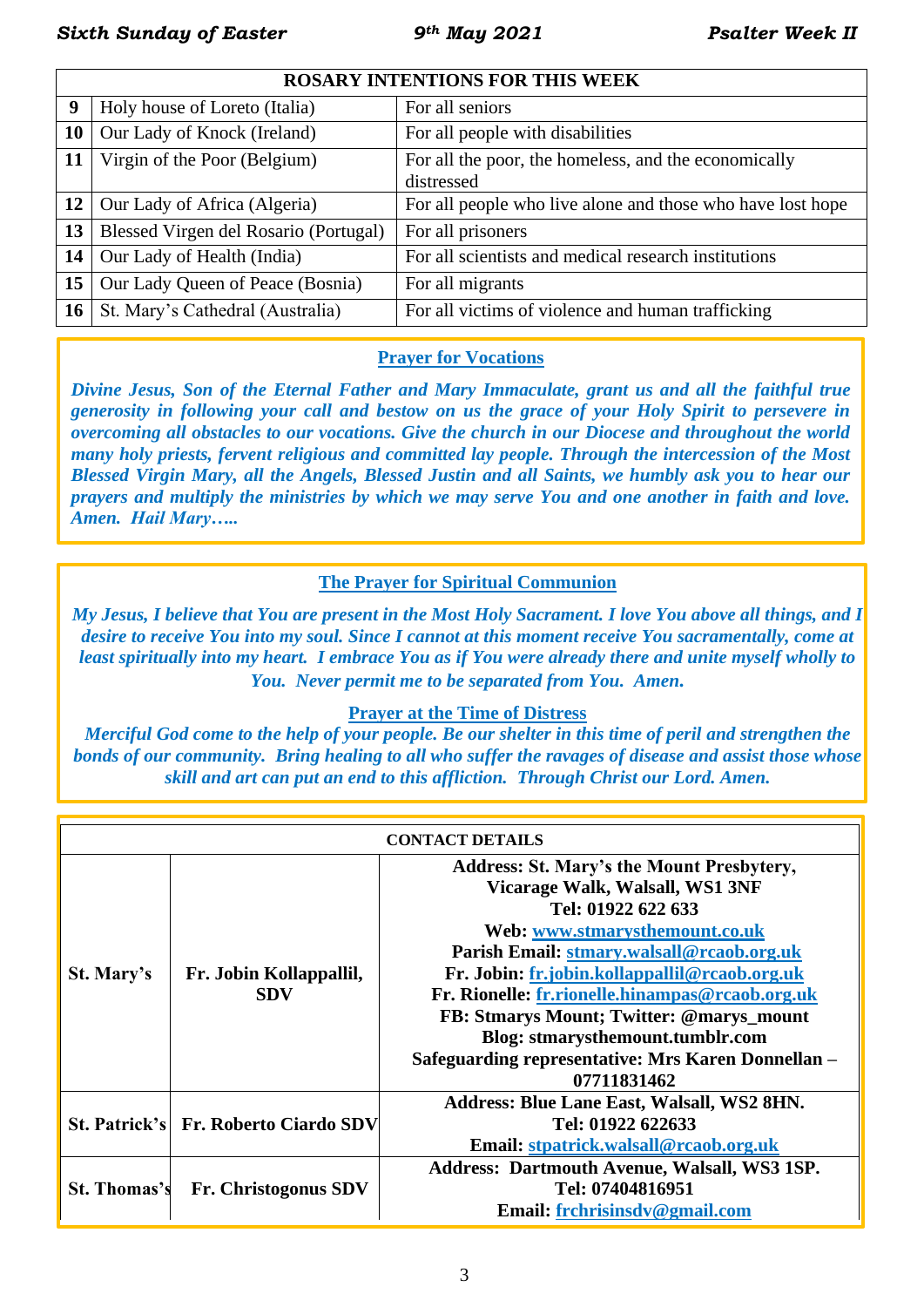| ROSARY INTENTIONS FOR THIS WEEK | | |
|---|---|---|
| **9** | Holy house of Loreto (Italia) | For all seniors |
| **10** | Our Lady of Knock (Ireland) | For all people with disabilities |
| **11** | Virgin of the Poor (Belgium) | For all the poor, the homeless, and the economically distressed |
| **12** | Our Lady of Africa (Algeria) | For all people who live alone and those who have lost hope |
| **13** | Blessed Virgen del Rosario (Portugal) | For all prisoners |
| **14** | Our Lady of Health (India) | For all scientists and medical research institutions |
| **15** | Our Lady Queen of Peace (Bosnia) | For all migrants |
| **16** | St. Mary's Cathedral (Australia) | For all victims of violence and human trafficking |

## Prayer for Vocations

***Divine Jesus, Son of the Eternal Father and Mary Immaculate, grant us and all the faithful true generosity in following your call and bestow on us the grace of your Holy Spirit to persevere in overcoming all obstacles to our vocations. Give the church in our Diocese and throughout the world many holy priests, fervent religious and committed lay people. Through the intercession of the Most Blessed Virgin Mary, all the Angels, Blessed Justin and all Saints, we humbly ask you to hear our prayers and multiply the ministries by which we may serve You and one another in faith and love. Amen. Hail Mary…..***

## The Prayer for Spiritual Communion

***My Jesus, I believe that You are present in the Most Holy Sacrament. I love You above all things, and I desire to receive You into my soul. Since I cannot at this moment receive You sacramentally, come at least spiritually into my heart. I embrace You as if You were already there and unite myself wholly to You. Never permit me to be separated from You. Amen.***

## Prayer at the Time of Distress

***Merciful God come to the help of your people. Be our shelter in this time of peril and strengthen the bonds of our community. Bring healing to all who suffer the ravages of disease and assist those whose skill and art can put an end to this affliction. Through Christ our Lord. Amen.***

| CONTACT DETAILS | | |
|---|---|---|
| **St. Mary's** | **Fr. Jobin Kollappallil, SDV** | **Address: St. Mary's the Mount Presbytery, Vicarage Walk, Walsall, WS1 3NF**<br>**Tel: 01922 622 633**<br>**Web: www.stmarysthemount.co.uk**<br>**Parish Email: stmary.walsall@rcaob.org.uk**<br>**Fr. Jobin: fr.jobin.kollappallil@rcaob.org.uk**<br>**Fr. Rionelle: fr.rionelle.hinampas@rcaob.org.uk**<br>**FB: Stmarys Mount; Twitter: @marys_mount**<br>**Blog: stmarysthemount.tumblr.com**<br>**Safeguarding representative: Mrs Karen Donnellan – 07711831462** |
| **St. Patrick's** | **Fr. Roberto Ciardo SDV** | **Address: Blue Lane East, Walsall, WS2 8HN.**<br>**Tel: 01922 622633**<br>**Email: stpatrick.walsall@rcaob.org.uk** |
| **St. Thomas's** | **Fr. Christogonus SDV** | **Address: Dartmouth Avenue, Walsall, WS3 1SP.**<br>**Tel: 07404816951**<br>**Email: frchrisinsdv@gmail.com** |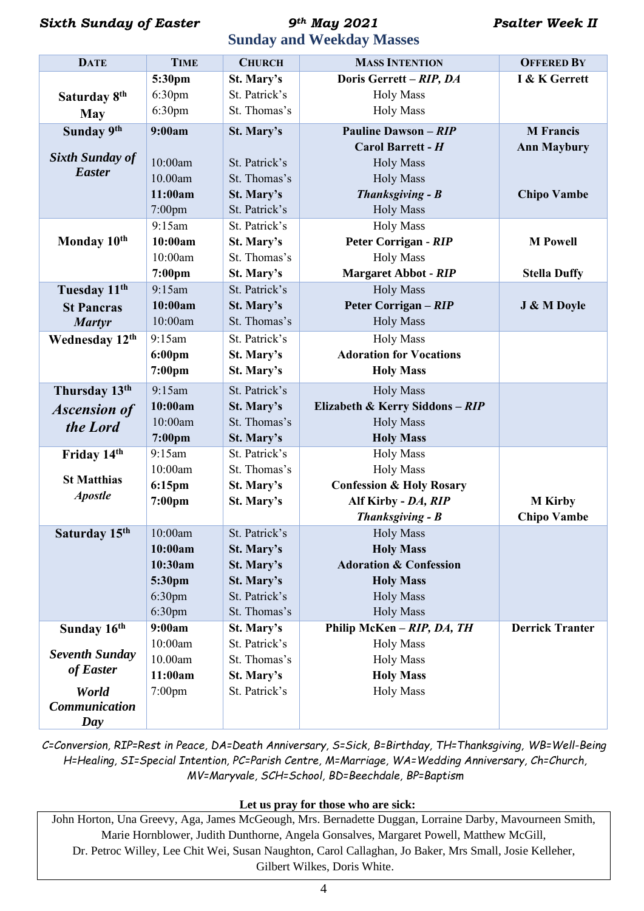*Sixth Sunday of Easter* *9th May 2021* *Psalter Week II*

## Sunday and Weekday Masses

| DATE | TIME | CHURCH | MASS INTENTION | OFFERED BY |
|---|---|---|---|---|
| **Saturday 8th May** | **5:30pm** | **St. Mary's** | **Doris Gerrett – *RIP, DA*** | **I & K Gerrett** |
| | 6:30pm | St. Patrick's | Holy Mass | |
| | 6:30pm | St. Thomas's | Holy Mass | |
| **Sunday 9th** ***Sixth Sunday of Easter*** | **9:00am** | **St. Mary's** | **Pauline Dawson – *RIP*** | **M Francis** |
| | | | **Carol Barrett - *H*** | **Ann Maybury** |
| | 10:00am | St. Patrick's | Holy Mass | |
| | 10.00am | St. Thomas's | Holy Mass | |
| | **11:00am** | **St. Mary's** | ***Thanksgiving - B*** | **Chipo Vambe** |
| | 7:00pm | St. Patrick's | Holy Mass | |
| **Monday 10th** | 9:15am | St. Patrick's | Holy Mass | |
| | **10:00am** | **St. Mary's** | **Peter Corrigan - *RIP*** | **M Powell** |
| | 10:00am | St. Thomas's | Holy Mass | |
| | **7:00pm** | **St. Mary's** | **Margaret Abbot - *RIP*** | **Stella Duffy** |
| **Tuesday 11th** **St Pancras *Martyr*** | 9:15am | St. Patrick's | Holy Mass | |
| | **10:00am** | **St. Mary's** | **Peter Corrigan – *RIP*** | **J & M Doyle** |
| | 10:00am | St. Thomas's | Holy Mass | |
| **Wednesday 12th** | 9:15am | St. Patrick's | Holy Mass | |
| | **6:00pm** | **St. Mary's** | **Adoration for Vocations** | |
| | **7:00pm** | **St. Mary's** | **Holy Mass** | |
| **Thursday 13th** ***Ascension of the Lord*** | 9:15am | St. Patrick's | Holy Mass | |
| | **10:00am** | **St. Mary's** | **Elizabeth & Kerry Siddons – *RIP*** | |
| | 10:00am | St. Thomas's | Holy Mass | |
| | **7:00pm** | **St. Mary's** | **Holy Mass** | |
| **Friday 14th** **St Matthias *Apostle*** | 9:15am | St. Patrick's | Holy Mass | |
| | 10:00am | St. Thomas's | Holy Mass | |
| | **6:15pm** | **St. Mary's** | **Confession & Holy Rosary** | |
| | **7:00pm** | **St. Mary's** | **Alf Kirby - *DA, RIP*** | **M Kirby** |
| | | | ***Thanksgiving - B*** | **Chipo Vambe** |
| **Saturday 15th** | 10:00am | St. Patrick's | Holy Mass | |
| | **10:00am** | **St. Mary's** | **Holy Mass** | |
| | **10:30am** | **St. Mary's** | **Adoration & Confession** | |
| | **5:30pm** | **St. Mary's** | **Holy Mass** | |
| | 6:30pm | St. Patrick's | Holy Mass | |
| | 6:30pm | St. Thomas's | Holy Mass | |
| **Sunday 16th** ***Seventh Sunday of Easter*** ***World Communication Day*** | **9:00am** | **St. Mary's** | **Philip McKen – *RIP, DA, TH*** | **Derrick Tranter** |
| | 10:00am | St. Patrick's | Holy Mass | |
| | 10.00am | St. Thomas's | Holy Mass | |
| | **11:00am** | **St. Mary's** | **Holy Mass** | |
| | 7:00pm | St. Patrick's | Holy Mass | |

*C=Conversion, RIP=Rest in Peace, DA=Death Anniversary, S=Sick, B=Birthday, TH=Thanksgiving, WB=Well-Being H=Healing, SI=Special Intention, PC=Parish Centre, M=Marriage, WA=Wedding Anniversary, Ch=Church, MV=Maryvale, SCH=School, BD=Beechdale, BP=Baptism*

**Let us pray for those who are sick:**

John Horton, Una Greevy, Aga, James McGeough, Mrs. Bernadette Duggan, Lorraine Darby, Mavourneen Smith, Marie Hornblower, Judith Dunthorne, Angela Gonsalves, Margaret Powell, Matthew McGill, Dr. Petroc Willey, Lee Chit Wei, Susan Naughton, Carol Callaghan, Jo Baker, Mrs Small, Josie Kelleher, Gilbert Wilkes, Doris White.